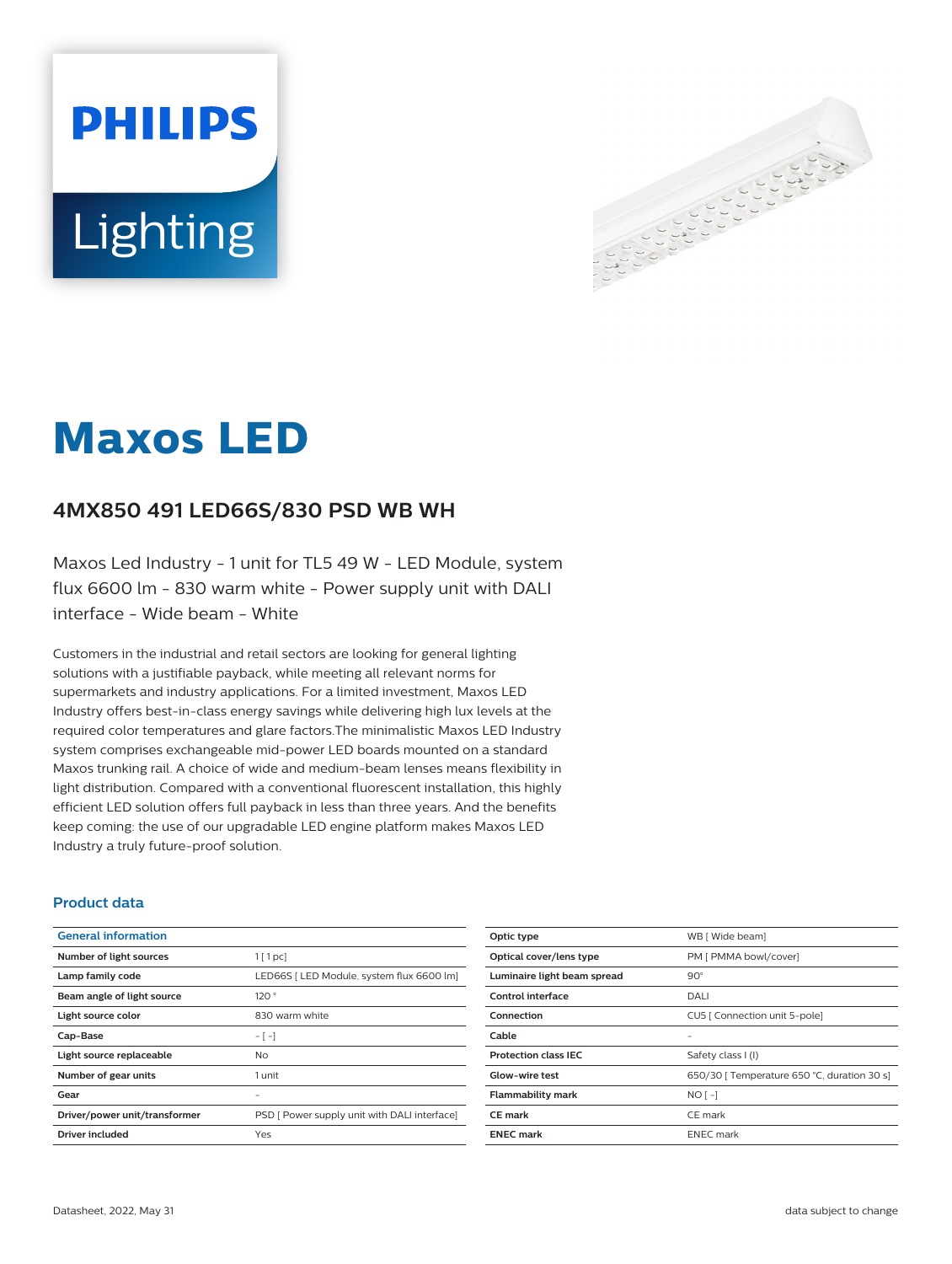# Maxos LED

## 4MX850 491 LED66S/830 PSD WB WH

Maxos Led Industry - 1 unit for TL5 49 W - LED Module, system flux 6600 lm - 830 warm white - Power supply unit with DALI interface - Wide beam - White

Customers in the industrial and retail sectors are looking for general lighting solutions with a justifiable payback, while meeting all relevant norms for supermarkets and industry applications. For a limited investment, Maxos LED Industry offers best-in-class energy savings while delivering high lux levels at the required color temperatures and glare factors.The minimalistic Maxos LED Industry system comprises exchangeable mid-power LED boards mounted on a standard Maxos trunking rail. A choice of wide and medium-beam lenses means flexibility in light distribution. Compared with a conventional fluorescent installation, this highly efficient LED solution offers full payback in less than three years. And the benefits keep coming: the use of our upgradable LED engine platform makes Maxos LED Industry a truly future-proof solution.

### Product data

| General information | |
|---|---|
| Number of light sources | 1 [ 1 pc] |
| Lamp family code | LED66S [ LED Module, system flux 6600 lm] |
| Beam angle of light source | 120 ° |
| Light source color | 830 warm white |
| Cap-Base | - [ -] |
| Light source replaceable | No |
| Number of gear units | 1 unit |
| Gear | - |
| Driver/power unit/transformer | PSD [ Power supply unit with DALI interface] |
| Driver included | Yes |
| Optic type | WB [ Wide beam] |
| Optical cover/lens type | PM [ PMMA bowl/cover] |
| Luminaire light beam spread | 90° |
| Control interface | DALI |
| Connection | CU5 [ Connection unit 5-pole] |
| Cable | - |
| Protection class IEC | Safety class I (I) |
| Glow-wire test | 650/30 [ Temperature 650 °C, duration 30 s] |
| Flammability mark | NO [ -] |
| CE mark | CE mark |
| ENEC mark | ENEC mark |

Datasheet, 2022, May 31

data subject to change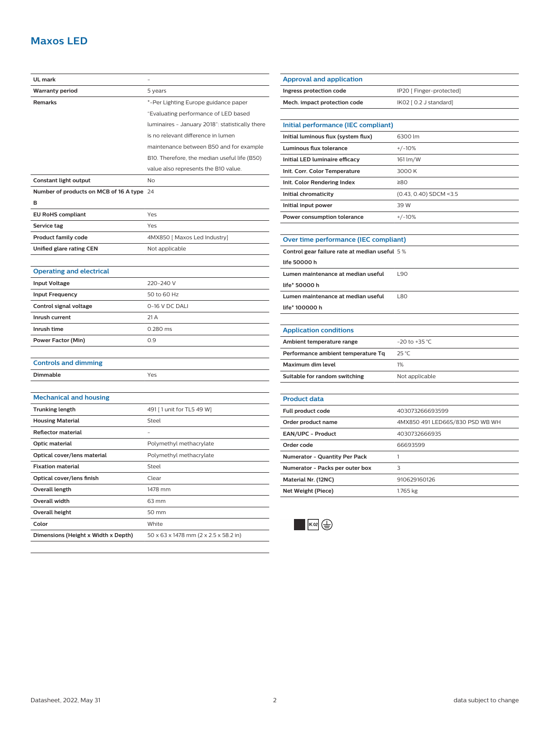# Maxos LED

| | |
|---|---|
| UL mark | - |
| Warranty period | 5 years |
| Remarks | *-Per Lighting Europe guidance paper "Evaluating performance of LED based luminaires - January 2018": statistically there is no relevant difference in lumen maintenance between B50 and for example B10. Therefore, the median useful life (B50) value also represents the B10 value. |
| Constant light output | No |
| Number of products on MCB of 16 A type B | 24 |
| EU RoHS compliant | Yes |
| Service tag | Yes |
| Product family code | 4MX850 [ Maxos Led Industry] |
| Unified glare rating CEN | Not applicable |

## Operating and electrical

| | |
|---|---|
| Input Voltage | 220-240 V |
| Input Frequency | 50 to 60 Hz |
| Control signal voltage | 0-16 V DC DALI |
| Inrush current | 21 A |
| Inrush time | 0.280 ms |
| Power Factor (Min) | 0.9 |

## Controls and dimming

| | |
|---|---|
| Dimmable | Yes |

## Mechanical and housing

| | |
|---|---|
| Trunking length | 491 [ 1 unit for TL5 49 W] |
| Housing Material | Steel |
| Reflector material | - |
| Optic material | Polymethyl methacrylate |
| Optical cover/lens material | Polymethyl methacrylate |
| Fixation material | Steel |
| Optical cover/lens finish | Clear |
| Overall length | 1478 mm |
| Overall width | 63 mm |
| Overall height | 50 mm |
| Color | White |
| Dimensions (Height x Width x Depth) | 50 x 63 x 1478 mm (2 x 2.5 x 58.2 in) |

## Approval and application

| | |
|---|---|
| Ingress protection code | IP20 [ Finger-protected] |
| Mech. impact protection code | IK02 [ 0.2 J standard] |

## Initial performance (IEC compliant)

| | |
|---|---|
| Initial luminous flux (system flux) | 6300 lm |
| Luminous flux tolerance | +/-10% |
| Initial LED luminaire efficacy | 161 lm/W |
| Init. Corr. Color Temperature | 3000 K |
| Init. Color Rendering Index | ≥80 |
| Initial chromaticity | (0.43, 0.40) SDCM <3.5 |
| Initial input power | 39 W |
| Power consumption tolerance | +/-10% |

## Over time performance (IEC compliant)

| | |
|---|---|
| Control gear failure rate at median useful life 50000 h | 5 % |
| Lumen maintenance at median useful life* 50000 h | L90 |
| Lumen maintenance at median useful life* 100000 h | L80 |

## Application conditions

| | |
|---|---|
| Ambient temperature range | -20 to +35 °C |
| Performance ambient temperature Tq | 25 °C |
| Maximum dim level | 1% |
| Suitable for random switching | Not applicable |

## Product data

| | |
|---|---|
| Full product code | 403073266693599 |
| Order product name | 4MX850 491 LED66S/830 PSD WB WH |
| EAN/UPC - Product | 4030732666935 |
| Order code | 66693599 |
| Numerator - Quantity Per Pack | 1 |
| Numerator - Packs per outer box | 3 |
| Material Nr. (12NC) | 910629160126 |
| Net Weight (Piece) | 1.765 kg |

IK02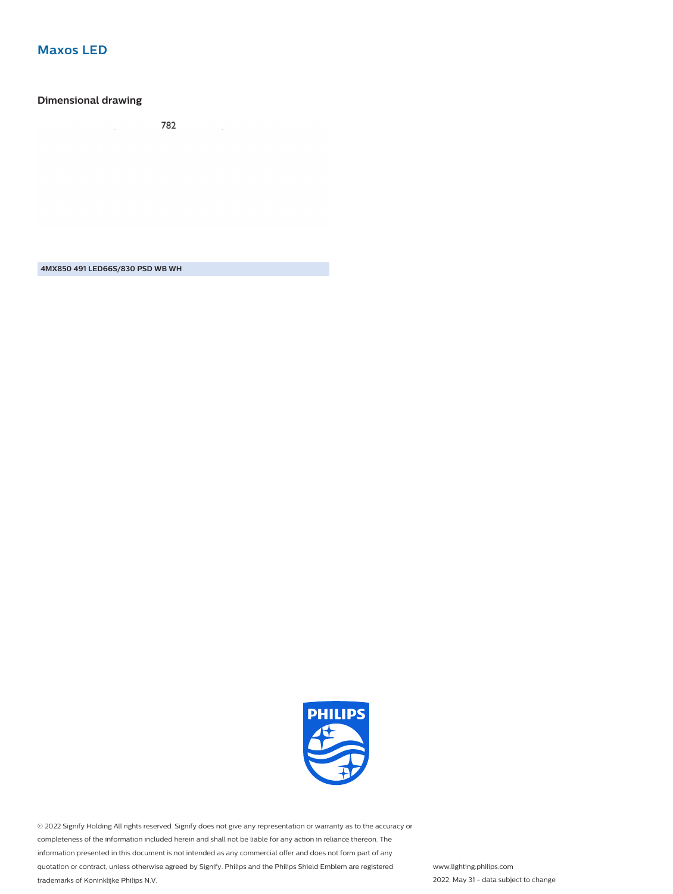## Maxos LED

### Dimensional drawing

782

**4MX850 491 LED66S/830 PSD WB WH**

© 2022 Signify Holding All rights reserved. Signify does not give any representation or warranty as to the accuracy or completeness of the information included herein and shall not be liable for any action in reliance thereon. The information presented in this document is not intended as any commercial offer and does not form part of any quotation or contract, unless otherwise agreed by Signify. Philips and the Philips Shield Emblem are registered trademarks of Koninklijke Philips N.V.

www.lighting.philips.com

2022, May 31 - data subject to change